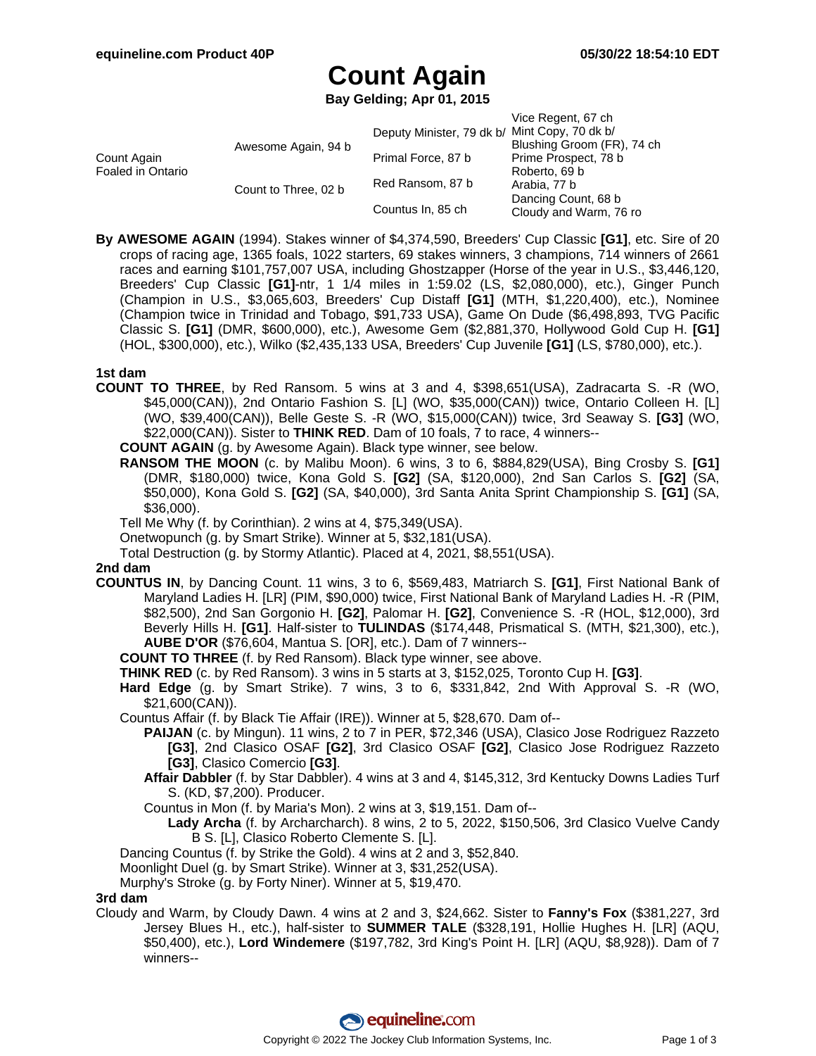# Count Again

**Bay Gelding; Apr 01, 2015**

| | | | |
|---|---|---|---|
| Count Again<br>Foaled in Ontario | Awesome Again, 94 b | Deputy Minister, 79 dk b/ | Vice Regent, 67 ch<br>Mint Copy, 70 dk b/ |
| | | Primal Force, 87 b | Blushing Groom (FR), 74 ch<br>Prime Prospect, 78 b |
| | Count to Three, 02 b | Red Ransom, 87 b | Roberto, 69 b<br>Arabia, 77 b |
| | | Countus In, 85 ch | Dancing Count, 68 b<br>Cloudy and Warm, 76 ro |

**By AWESOME AGAIN** (1994). Stakes winner of $4,374,590, Breeders' Cup Classic **[G1]**, etc. Sire of 20 crops of racing age, 1365 foals, 1022 starters, 69 stakes winners, 3 champions, 714 winners of 2661 races and earning $101,757,007 USA, including Ghostzapper (Horse of the year in U.S., $3,446,120, Breeders' Cup Classic **[G1]**-ntr, 1 1/4 miles in 1:59.02 (LS, $2,080,000), etc.), Ginger Punch (Champion in U.S., $3,065,603, Breeders' Cup Distaff **[G1]** (MTH, $1,220,400), etc.), Nominee (Champion twice in Trinidad and Tobago, $91,733 USA), Game On Dude ($6,498,893, TVG Pacific Classic S. **[G1]** (DMR, $600,000), etc.), Awesome Gem ($2,881,370, Hollywood Gold Cup H. **[G1]** (HOL, $300,000), etc.), Wilko ($2,435,133 USA, Breeders' Cup Juvenile **[G1]** (LS, $780,000), etc.).

### 1st dam

**COUNT TO THREE**, by Red Ransom. 5 wins at 3 and 4, $398,651(USA), Zadracarta S. -R (WO, $45,000(CAN)), 2nd Ontario Fashion S. [L] (WO, $35,000(CAN)) twice, Ontario Colleen H. [L] (WO, $39,400(CAN)), Belle Geste S. -R (WO, $15,000(CAN)) twice, 3rd Seaway S. **[G3]** (WO, $22,000(CAN)). Sister to **THINK RED**. Dam of 10 foals, 7 to race, 4 winners--

- **COUNT AGAIN** (g. by Awesome Again). Black type winner, see below.
- **RANSOM THE MOON** (c. by Malibu Moon). 6 wins, 3 to 6, $884,829(USA), Bing Crosby S. **[G1]** (DMR, $180,000) twice, Kona Gold S. **[G2]** (SA, $120,000), 2nd San Carlos S. **[G2]** (SA, $50,000), Kona Gold S. **[G2]** (SA, $40,000), 3rd Santa Anita Sprint Championship S. **[G1]** (SA, $36,000).
- Tell Me Why (f. by Corinthian). 2 wins at 4, $75,349(USA).
- Onetwopunch (g. by Smart Strike). Winner at 5, $32,181(USA).
- Total Destruction (g. by Stormy Atlantic). Placed at 4, 2021, $8,551(USA).

### 2nd dam

**COUNTUS IN**, by Dancing Count. 11 wins, 3 to 6, $569,483, Matriarch S. **[G1]**, First National Bank of Maryland Ladies H. [LR] (PIM, $90,000) twice, First National Bank of Maryland Ladies H. -R (PIM, $82,500), 2nd San Gorgonio H. **[G2]**, Palomar H. **[G2]**, Convenience S. -R (HOL, $12,000), 3rd Beverly Hills H. **[G1]**. Half-sister to **TULINDAS** ($174,448, Prismatical S. (MTH, $21,300), etc.), **AUBE D'OR** ($76,604, Mantua S. [OR], etc.). Dam of 7 winners--

- **COUNT TO THREE** (f. by Red Ransom). Black type winner, see above.
- **THINK RED** (c. by Red Ransom). 3 wins in 5 starts at 3, $152,025, Toronto Cup H. **[G3]**.
- **Hard Edge** (g. by Smart Strike). 7 wins, 3 to 6, $331,842, 2nd With Approval S. -R (WO, $21,600(CAN)).
- Countus Affair (f. by Black Tie Affair (IRE)). Winner at 5, $28,670. Dam of--
  - **PAIJAN** (c. by Mingun). 11 wins, 2 to 7 in PER, $72,346 (USA), Clasico Jose Rodriguez Razzeto **[G3]**, 2nd Clasico OSAF **[G2]**, 3rd Clasico OSAF **[G2]**, Clasico Jose Rodriguez Razzeto **[G3]**, Clasico Comercio **[G3]**.
  - **Affair Dabbler** (f. by Star Dabbler). 4 wins at 3 and 4, $145,312, 3rd Kentucky Downs Ladies Turf S. (KD, $7,200). Producer.
  - Countus in Mon (f. by Maria's Mon). 2 wins at 3, $19,151. Dam of--
    - **Lady Archa** (f. by Archarcharch). 8 wins, 2 to 5, 2022, $150,506, 3rd Clasico Vuelve Candy B S. [L], Clasico Roberto Clemente S. [L].
- Dancing Countus (f. by Strike the Gold). 4 wins at 2 and 3, $52,840.
- Moonlight Duel (g. by Smart Strike). Winner at 3, $31,252(USA).
- Murphy's Stroke (g. by Forty Niner). Winner at 5, $19,470.

### 3rd dam

Cloudy and Warm, by Cloudy Dawn. 4 wins at 2 and 3, $24,662. Sister to **Fanny's Fox** ($381,227, 3rd Jersey Blues H., etc.), half-sister to **SUMMER TALE** ($328,191, Hollie Hughes H. [LR] (AQU, $50,400), etc.), **Lord Windemere** ($197,782, 3rd King's Point H. [LR] (AQU, $8,928)). Dam of 7 winners--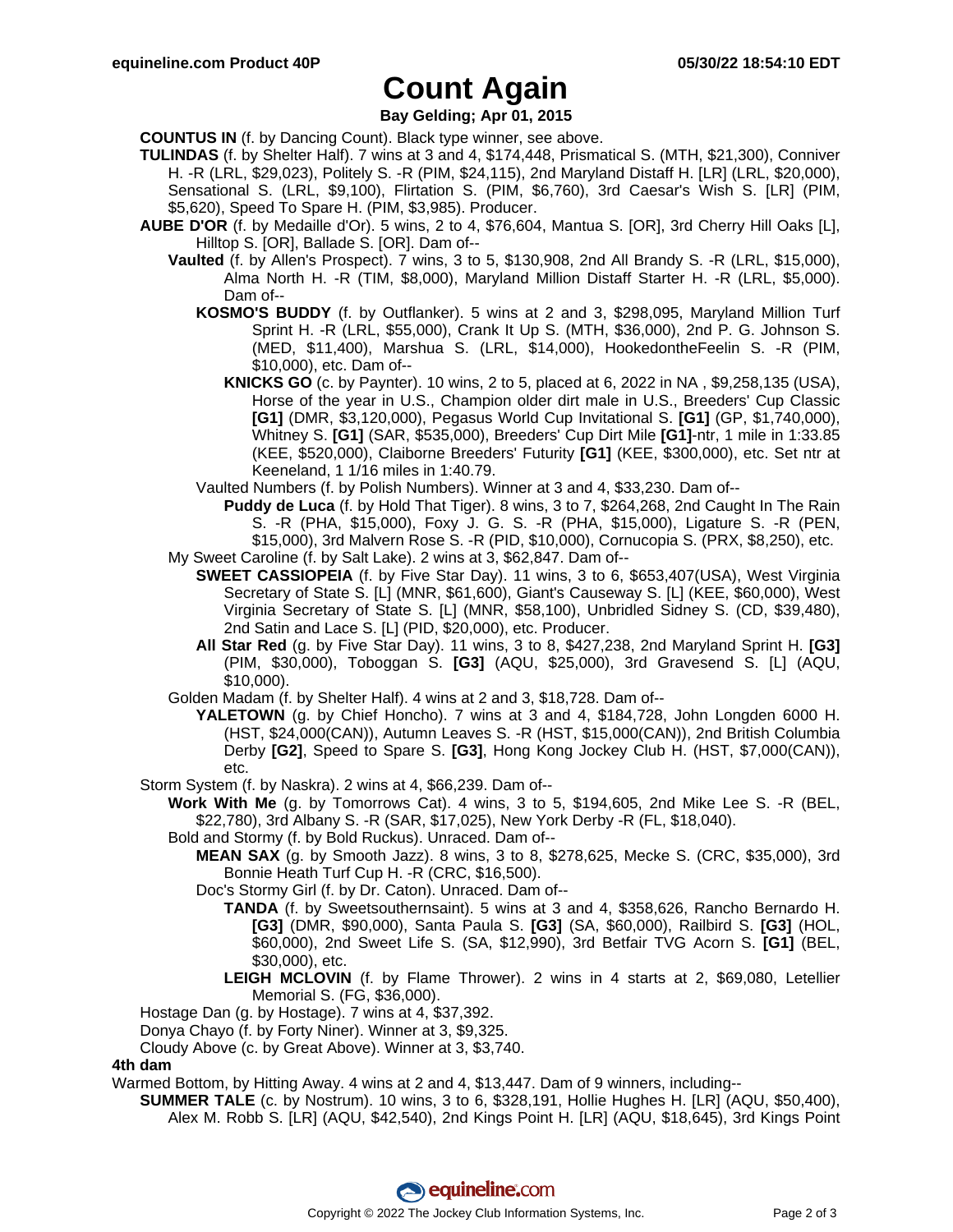# Count Again

**Bay Gelding; Apr 01, 2015**

**COUNTUS IN** (f. by Dancing Count). Black type winner, see above.

**TULINDAS** (f. by Shelter Half). 7 wins at 3 and 4, $174,448, Prismatical S. (MTH, $21,300), Conniver H. -R (LRL, $29,023), Politely S. -R (PIM, $24,115), 2nd Maryland Distaff H. [LR] (LRL, $20,000), Sensational S. (LRL, $9,100), Flirtation S. (PIM, $6,760), 3rd Caesar's Wish S. [LR] (PIM, $5,620), Speed To Spare H. (PIM, $3,985). Producer.

**AUBE D'OR** (f. by Medaille d'Or). 5 wins, 2 to 4, $76,604, Mantua S. [OR], 3rd Cherry Hill Oaks [L], Hilltop S. [OR], Ballade S. [OR]. Dam of--

- **Vaulted** (f. by Allen's Prospect). 7 wins, 3 to 5, $130,908, 2nd All Brandy S. -R (LRL, $15,000), Alma North H. -R (TIM, $8,000), Maryland Million Distaff Starter H. -R (LRL, $5,000). Dam of--
  - **KOSMO'S BUDDY** (f. by Outflanker). 5 wins at 2 and 3, $298,095, Maryland Million Turf Sprint H. -R (LRL, $55,000), Crank It Up S. (MTH, $36,000), 2nd P. G. Johnson S. (MED, $11,400), Marshua S. (LRL, $14,000), HookedontheFeelin S. -R (PIM, $10,000), etc. Dam of--
    - **KNICKS GO** (c. by Paynter). 10 wins, 2 to 5, placed at 6, 2022 in NA , $9,258,135 (USA), Horse of the year in U.S., Champion older dirt male in U.S., Breeders' Cup Classic **[G1]** (DMR, $3,120,000), Pegasus World Cup Invitational S. **[G1]** (GP, $1,740,000), Whitney S. **[G1]** (SAR, $535,000), Breeders' Cup Dirt Mile **[G1]**-ntr, 1 mile in 1:33.85 (KEE, $520,000), Claiborne Breeders' Futurity **[G1]** (KEE, $300,000), etc. Set ntr at Keeneland, 1 1/16 miles in 1:40.79.
  - Vaulted Numbers (f. by Polish Numbers). Winner at 3 and 4, $33,230. Dam of--
    - **Puddy de Luca** (f. by Hold That Tiger). 8 wins, 3 to 7, $264,268, 2nd Caught In The Rain S. -R (PHA, $15,000), Foxy J. G. S. -R (PHA, $15,000), Ligature S. -R (PEN, $15,000), 3rd Malvern Rose S. -R (PID, $10,000), Cornucopia S. (PRX, $8,250), etc.
- My Sweet Caroline (f. by Salt Lake). 2 wins at 3, $62,847. Dam of--
  - **SWEET CASSIOPEIA** (f. by Five Star Day). 11 wins, 3 to 6, $653,407(USA), West Virginia Secretary of State S. [L] (MNR, $61,600), Giant's Causeway S. [L] (KEE, $60,000), West Virginia Secretary of State S. [L] (MNR, $58,100), Unbridled Sidney S. (CD, $39,480), 2nd Satin and Lace S. [L] (PID, $20,000), etc. Producer.
  - **All Star Red** (g. by Five Star Day). 11 wins, 3 to 8, $427,238, 2nd Maryland Sprint H. **[G3]** (PIM, $30,000), Toboggan S. **[G3]** (AQU, $25,000), 3rd Gravesend S. [L] (AQU, $10,000).
- Golden Madam (f. by Shelter Half). 4 wins at 2 and 3, $18,728. Dam of--
  - **YALETOWN** (g. by Chief Honcho). 7 wins at 3 and 4, $184,728, John Longden 6000 H. (HST, $24,000(CAN)), Autumn Leaves S. -R (HST, $15,000(CAN)), 2nd British Columbia Derby **[G2]**, Speed to Spare S. **[G3]**, Hong Kong Jockey Club H. (HST, $7,000(CAN)), etc.

Storm System (f. by Naskra). 2 wins at 4, $66,239. Dam of--

- **Work With Me** (g. by Tomorrows Cat). 4 wins, 3 to 5, $194,605, 2nd Mike Lee S. -R (BEL, $22,780), 3rd Albany S. -R (SAR, $17,025), New York Derby -R (FL, $18,040).
- Bold and Stormy (f. by Bold Ruckus). Unraced. Dam of--
  - **MEAN SAX** (g. by Smooth Jazz). 8 wins, 3 to 8, $278,625, Mecke S. (CRC, $35,000), 3rd Bonnie Heath Turf Cup H. -R (CRC, $16,500).
  - Doc's Stormy Girl (f. by Dr. Caton). Unraced. Dam of--
    - **TANDA** (f. by Sweetsouthernsaint). 5 wins at 3 and 4, $358,626, Rancho Bernardo H. **[G3]** (DMR, $90,000), Santa Paula S. **[G3]** (SA, $60,000), Railbird S. **[G3]** (HOL, $60,000), 2nd Sweet Life S. (SA, $12,990), 3rd Betfair TVG Acorn S. **[G1]** (BEL, $30,000), etc.
    - **LEIGH MCLOVIN** (f. by Flame Thrower). 2 wins in 4 starts at 2, $69,080, Letellier Memorial S. (FG, $36,000).

Hostage Dan (g. by Hostage). 7 wins at 4, $37,392.

Donya Chayo (f. by Forty Niner). Winner at 3, $9,325.

Cloudy Above (c. by Great Above). Winner at 3, $3,740.

**4th dam**

Warmed Bottom, by Hitting Away. 4 wins at 2 and 4, $13,447. Dam of 9 winners, including--

**SUMMER TALE** (c. by Nostrum). 10 wins, 3 to 6, $328,191, Hollie Hughes H. [LR] (AQU, $50,400), Alex M. Robb S. [LR] (AQU, $42,540), 2nd Kings Point H. [LR] (AQU, $18,645), 3rd Kings Point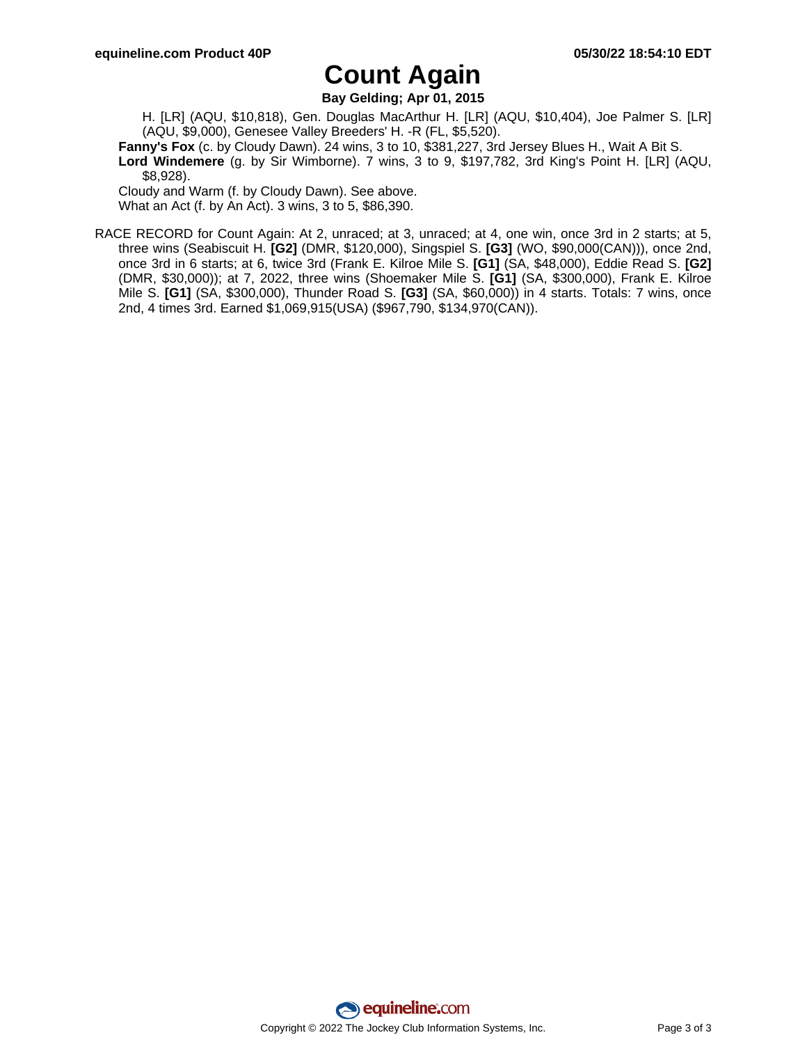# Count Again

**Bay Gelding; Apr 01, 2015**

H. [LR] (AQU, $10,818), Gen. Douglas MacArthur H. [LR] (AQU, $10,404), Joe Palmer S. [LR] (AQU, $9,000), Genesee Valley Breeders' H. -R (FL, $5,520).

**Fanny's Fox** (c. by Cloudy Dawn). 24 wins, 3 to 10, $381,227, 3rd Jersey Blues H., Wait A Bit S.

**Lord Windemere** (g. by Sir Wimborne). 7 wins, 3 to 9, $197,782, 3rd King's Point H. [LR] (AQU, $8,928).

Cloudy and Warm (f. by Cloudy Dawn). See above.

What an Act (f. by An Act). 3 wins, 3 to 5, $86,390.

RACE RECORD for Count Again: At 2, unraced; at 3, unraced; at 4, one win, once 3rd in 2 starts; at 5, three wins (Seabiscuit H. **[G2]** (DMR, $120,000), Singspiel S. **[G3]** (WO, $90,000(CAN))), once 2nd, once 3rd in 6 starts; at 6, twice 3rd (Frank E. Kilroe Mile S. **[G1]** (SA, $48,000), Eddie Read S. **[G2]** (DMR, $30,000)); at 7, 2022, three wins (Shoemaker Mile S. **[G1]** (SA, $300,000), Frank E. Kilroe Mile S. **[G1]** (SA, $300,000), Thunder Road S. **[G3]** (SA, $60,000)) in 4 starts. Totals: 7 wins, once 2nd, 4 times 3rd. Earned $1,069,915(USA) ($967,790, $134,970(CAN)).